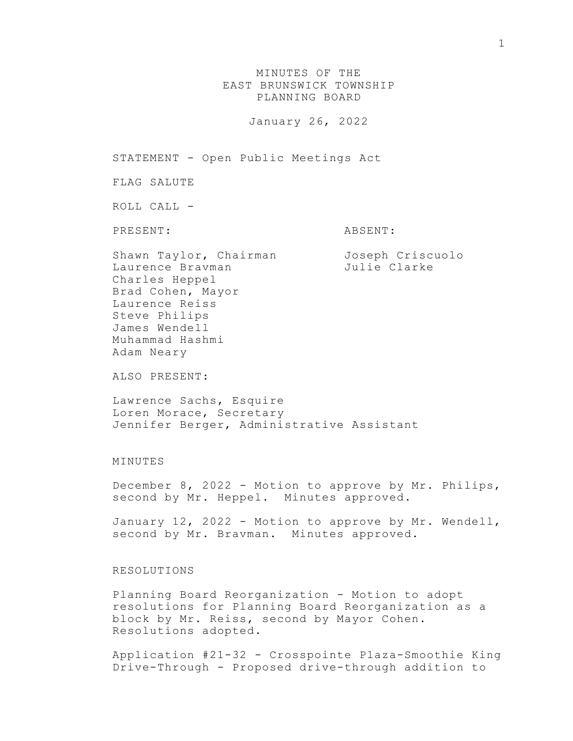# MINUTES OF THE EAST BRUNSWICK TOWNSHIP PLANNING BOARD

January 26, 2022

STATEMENT - Open Public Meetings Act

FLAG SALUTE

ROLL CALL -

| PRESENT: | ABSENT: |
|---|---|
| Shawn Taylor, Chairman | Joseph Criscuolo |
| Laurence Bravman | Julie Clarke |
| Charles Heppel | |
| Brad Cohen, Mayor | |
| Laurence Reiss | |
| Steve Philips | |
| James Wendell | |
| Muhammad Hashmi | |
| Adam Neary | |

ALSO PRESENT:

Lawrence Sachs, Esquire
Loren Morace, Secretary
Jennifer Berger, Administrative Assistant

MINUTES

December 8, 2022 - Motion to approve by Mr. Philips, second by Mr. Heppel. Minutes approved.

January 12, 2022 - Motion to approve by Mr. Wendell, second by Mr. Bravman. Minutes approved.

RESOLUTIONS

Planning Board Reorganization - Motion to adopt resolutions for Planning Board Reorganization as a block by Mr. Reiss, second by Mayor Cohen. Resolutions adopted.

Application #21-32 - Crosspointe Plaza-Smoothie King Drive-Through - Proposed drive-through addition to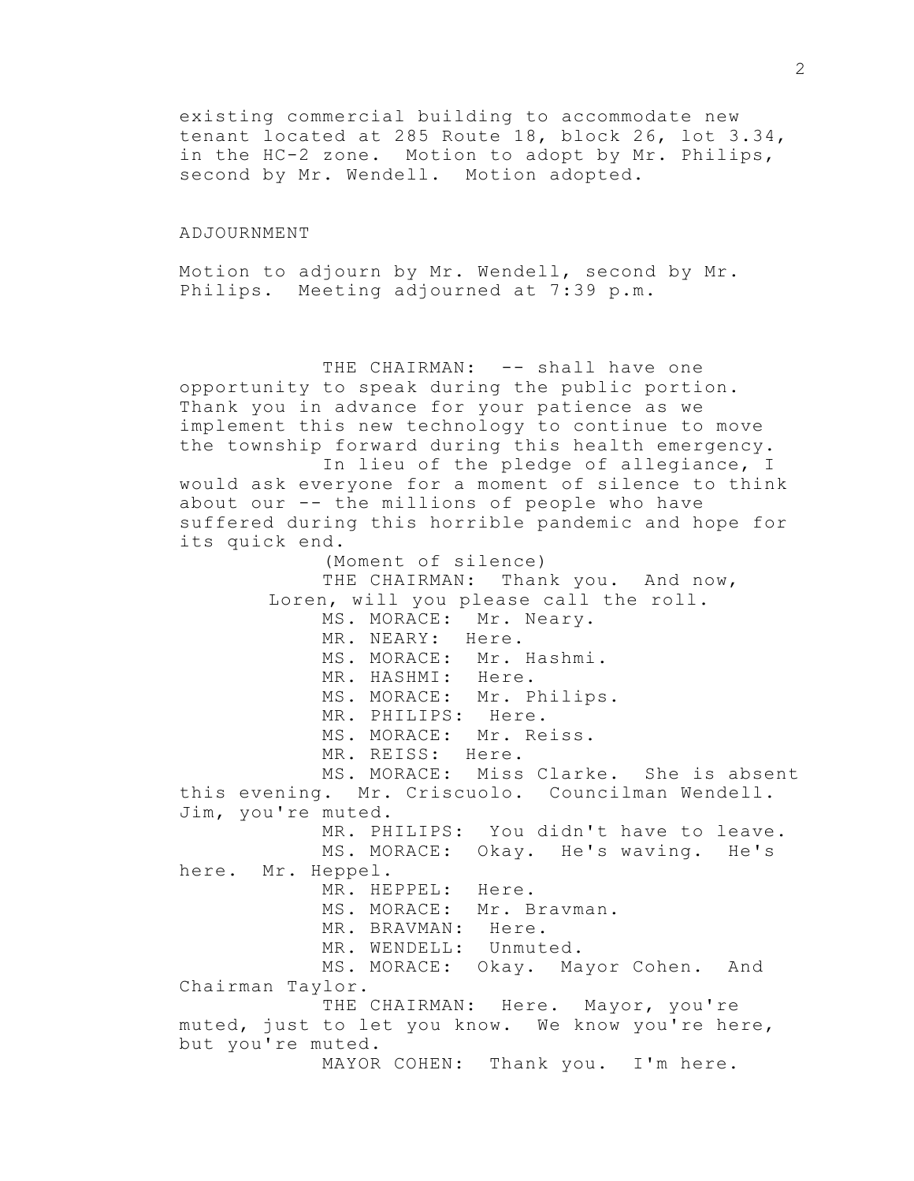existing commercial building to accommodate new tenant located at 285 Route 18, block 26, lot 3.34, in the HC-2 zone. Motion to adopt by Mr. Philips, second by Mr. Wendell. Motion adopted.

ADJOURNMENT

Motion to adjourn by Mr. Wendell, second by Mr. Philips. Meeting adjourned at 7:39 p.m.

THE CHAIRMAN: -- shall have one opportunity to speak during the public portion. Thank you in advance for your patience as we implement this new technology to continue to move the township forward during this health emergency.

In lieu of the pledge of allegiance, I would ask everyone for a moment of silence to think about our -- the millions of people who have suffered during this horrible pandemic and hope for its quick end.

(Moment of silence)

THE CHAIRMAN: Thank you. And now, Loren, will you please call the roll.

MS. MORACE: Mr. Neary.

MR. NEARY: Here.

MS. MORACE: Mr. Hashmi.

MR. HASHMI: Here.

MS. MORACE: Mr. Philips.

MR. PHILIPS: Here.

MS. MORACE: Mr. Reiss.

MR. REISS: Here.

MS. MORACE: Miss Clarke. She is absent this evening. Mr. Criscuolo. Councilman Wendell. Jim, you're muted.

MR. PHILIPS: You didn't have to leave.

MS. MORACE: Okay. He's waving. He's here. Mr. Heppel.

MR. HEPPEL: Here.

MS. MORACE: Mr. Bravman.

MR. BRAVMAN: Here.

MR. WENDELL: Unmuted.

MS. MORACE: Okay. Mayor Cohen. And Chairman Taylor.

THE CHAIRMAN: Here. Mayor, you're muted, just to let you know. We know you're here, but you're muted.

MAYOR COHEN: Thank you. I'm here.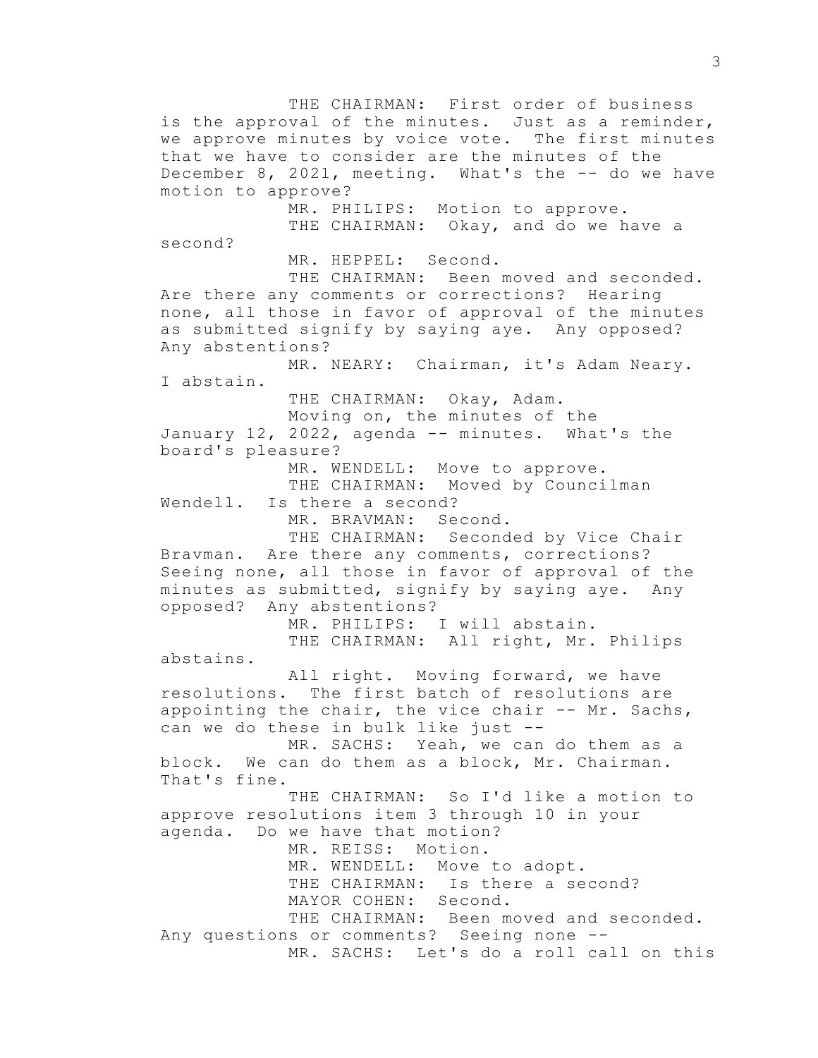THE CHAIRMAN: First order of business is the approval of the minutes. Just as a reminder, we approve minutes by voice vote. The first minutes that we have to consider are the minutes of the December 8, 2021, meeting. What's the -- do we have motion to approve?

MR. PHILIPS: Motion to approve.

THE CHAIRMAN: Okay, and do we have a second?

MR. HEPPEL: Second.

THE CHAIRMAN: Been moved and seconded. Are there any comments or corrections? Hearing none, all those in favor of approval of the minutes as submitted signify by saying aye. Any opposed? Any abstentions?

MR. NEARY: Chairman, it's Adam Neary. I abstain.

THE CHAIRMAN: Okay, Adam.

Moving on, the minutes of the January 12, 2022, agenda -- minutes. What's the board's pleasure?

MR. WENDELL: Move to approve.

THE CHAIRMAN: Moved by Councilman Wendell. Is there a second?

MR. BRAVMAN: Second.

THE CHAIRMAN: Seconded by Vice Chair Bravman. Are there any comments, corrections? Seeing none, all those in favor of approval of the minutes as submitted, signify by saying aye. Any opposed? Any abstentions?

MR. PHILIPS: I will abstain.

THE CHAIRMAN: All right, Mr. Philips abstains.

All right. Moving forward, we have resolutions. The first batch of resolutions are appointing the chair, the vice chair -- Mr. Sachs, can we do these in bulk like just --

MR. SACHS: Yeah, we can do them as a block. We can do them as a block, Mr. Chairman. That's fine.

THE CHAIRMAN: So I'd like a motion to approve resolutions item 3 through 10 in your agenda. Do we have that motion?

MR. REISS: Motion.

MR. WENDELL: Move to adopt.

THE CHAIRMAN: Is there a second?

MAYOR COHEN: Second.

THE CHAIRMAN: Been moved and seconded. Any questions or comments? Seeing none --

MR. SACHS: Let's do a roll call on this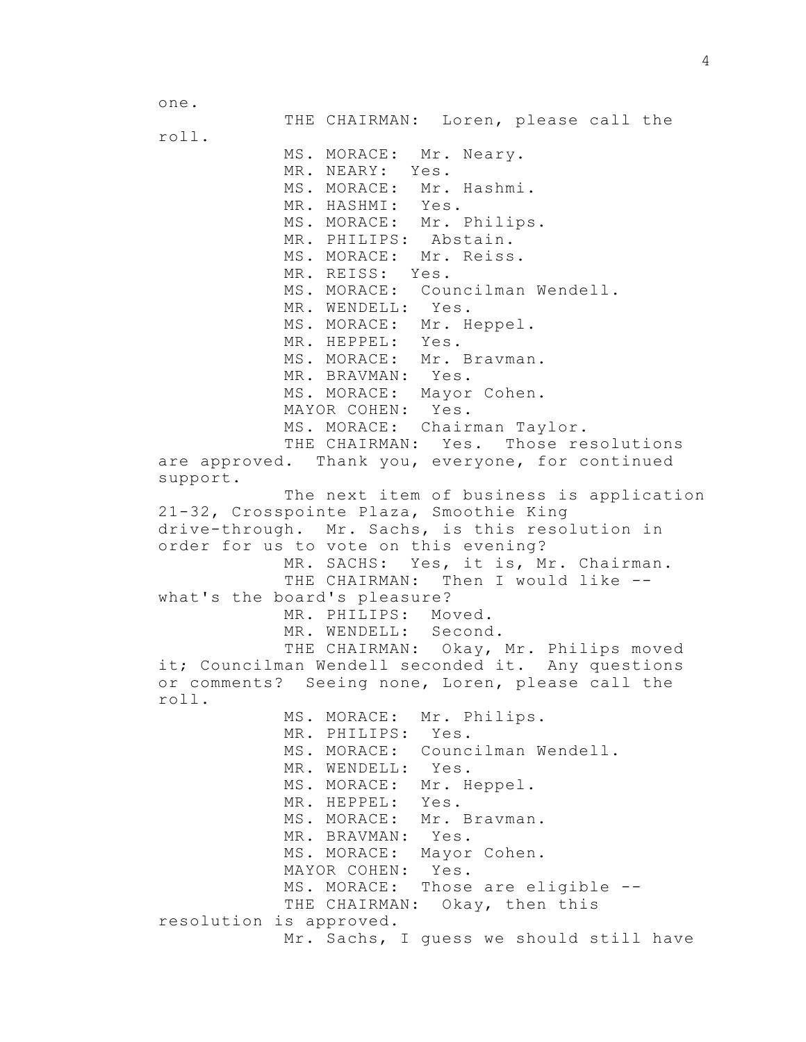one.

THE CHAIRMAN: Loren, please call the roll.

MS. MORACE: Mr. Neary.

MR. NEARY: Yes.

MS. MORACE: Mr. Hashmi.

MR. HASHMI: Yes.

MS. MORACE: Mr. Philips.

MR. PHILIPS: Abstain.

MS. MORACE: Mr. Reiss.

MR. REISS: Yes.

MS. MORACE: Councilman Wendell.

MR. WENDELL: Yes.

MS. MORACE: Mr. Heppel.

MR. HEPPEL: Yes.

MS. MORACE: Mr. Bravman.

MR. BRAVMAN: Yes.

MS. MORACE: Mayor Cohen.

MAYOR COHEN: Yes.

MS. MORACE: Chairman Taylor.

THE CHAIRMAN: Yes. Those resolutions are approved. Thank you, everyone, for continued support.

The next item of business is application 21-32, Crosspointe Plaza, Smoothie King drive-through. Mr. Sachs, is this resolution in order for us to vote on this evening?

MR. SACHS: Yes, it is, Mr. Chairman.

THE CHAIRMAN: Then I would like -- what's the board's pleasure?

MR. PHILIPS: Moved.

MR. WENDELL: Second.

THE CHAIRMAN: Okay, Mr. Philips moved it; Councilman Wendell seconded it. Any questions or comments? Seeing none, Loren, please call the roll.

MS. MORACE: Mr. Philips.

MR. PHILIPS: Yes.

MS. MORACE: Councilman Wendell.

MR. WENDELL: Yes.

MS. MORACE: Mr. Heppel.

MR. HEPPEL: Yes.

MS. MORACE: Mr. Bravman.

MR. BRAVMAN: Yes.

MS. MORACE: Mayor Cohen.

MAYOR COHEN: Yes.

MS. MORACE: Those are eligible --

THE CHAIRMAN: Okay, then this resolution is approved.

Mr. Sachs, I guess we should still have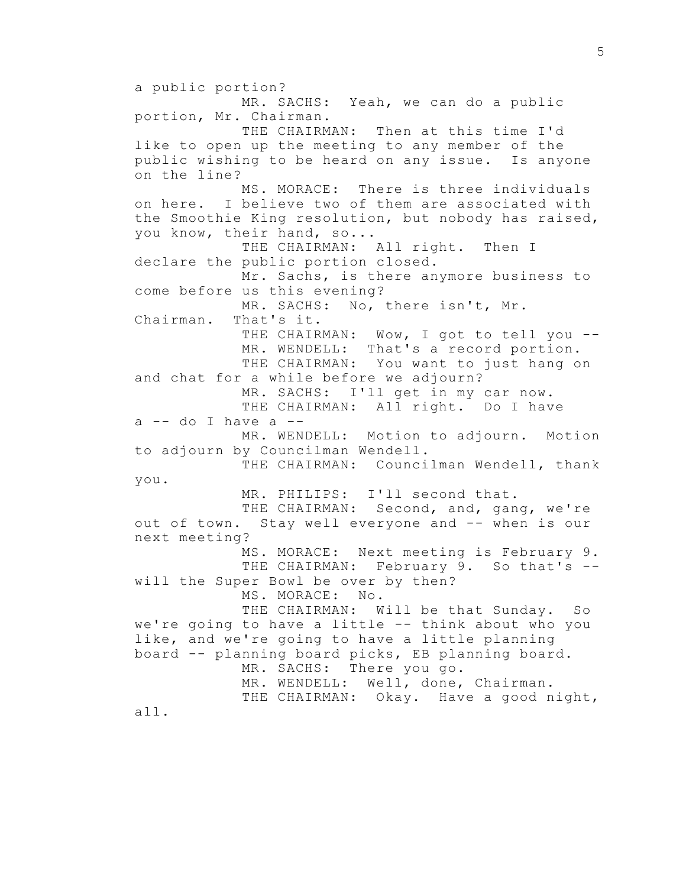a public portion?

MR. SACHS: Yeah, we can do a public portion, Mr. Chairman.

THE CHAIRMAN: Then at this time I'd like to open up the meeting to any member of the public wishing to be heard on any issue. Is anyone on the line?

MS. MORACE: There is three individuals on here. I believe two of them are associated with the Smoothie King resolution, but nobody has raised, you know, their hand, so...

THE CHAIRMAN: All right. Then I declare the public portion closed.

Mr. Sachs, is there anymore business to come before us this evening?

MR. SACHS: No, there isn't, Mr. Chairman. That's it.

THE CHAIRMAN: Wow, I got to tell you --

MR. WENDELL: That's a record portion.

THE CHAIRMAN: You want to just hang on and chat for a while before we adjourn?

MR. SACHS: I'll get in my car now.

THE CHAIRMAN: All right. Do I have a -- do I have a --

MR. WENDELL: Motion to adjourn. Motion to adjourn by Councilman Wendell.

THE CHAIRMAN: Councilman Wendell, thank you.

MR. PHILIPS: I'll second that.

THE CHAIRMAN: Second, and, gang, we're out of town. Stay well everyone and -- when is our next meeting?

MS. MORACE: Next meeting is February 9.

THE CHAIRMAN: February 9. So that's -- will the Super Bowl be over by then?

MS. MORACE: No.

THE CHAIRMAN: Will be that Sunday. So we're going to have a little -- think about who you like, and we're going to have a little planning board -- planning board picks, EB planning board.

MR. SACHS: There you go.

MR. WENDELL: Well, done, Chairman.

THE CHAIRMAN: Okay. Have a good night, all.